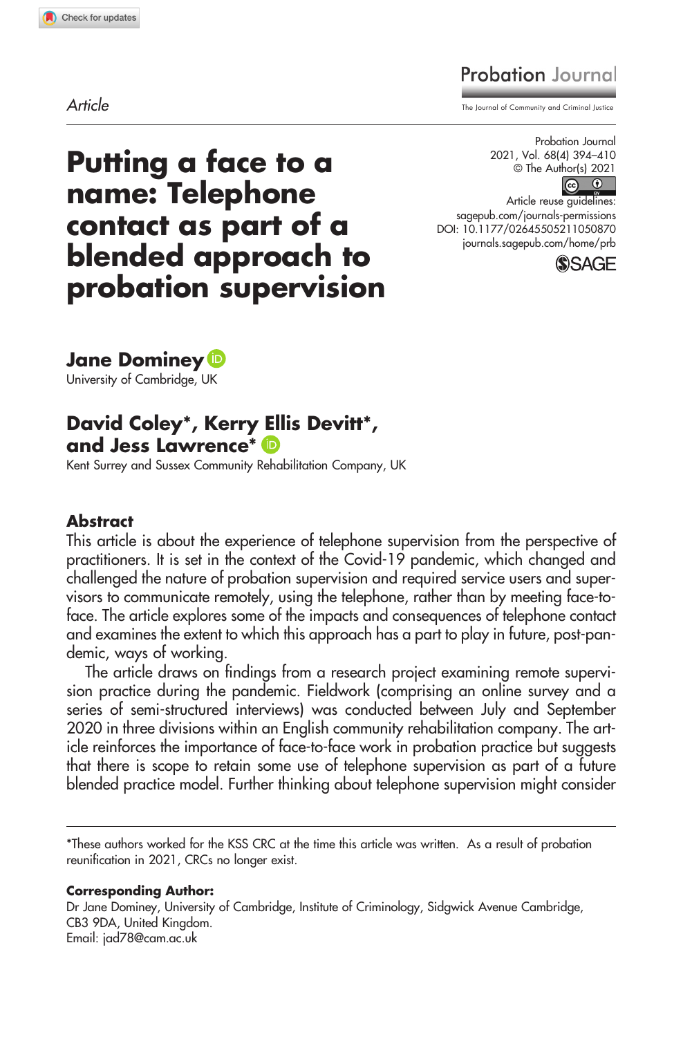Article

# Putting a face to a name: Telephone contact as part of a blended approach to probation supervision

**Jane Dominey**
University of Cambridge, UK

**David Coley\*, Kerry Ellis Devitt\*, and Jess Lawrence\***
Kent Surrey and Sussex Community Rehabilitation Company, UK

## Abstract

This article is about the experience of telephone supervision from the perspective of practitioners. It is set in the context of the Covid-19 pandemic, which changed and challenged the nature of probation supervision and required service users and supervisors to communicate remotely, using the telephone, rather than by meeting face-to-face. The article explores some of the impacts and consequences of telephone contact and examines the extent to which this approach has a part to play in future, post-pandemic, ways of working.

The article draws on findings from a research project examining remote supervision practice during the pandemic. Fieldwork (comprising an online survey and a series of semi-structured interviews) was conducted between July and September 2020 in three divisions within an English community rehabilitation company. The article reinforces the importance of face-to-face work in probation practice but suggests that there is scope to retain some use of telephone supervision as part of a future blended practice model. Further thinking about telephone supervision might consider

---

\*These authors worked for the KSS CRC at the time this article was written. As a result of probation reunification in 2021, CRCs no longer exist.

**Corresponding Author:**
Dr Jane Dominey, University of Cambridge, Institute of Criminology, Sidgwick Avenue Cambridge, CB3 9DA, United Kingdom.
Email: jad78@cam.ac.uk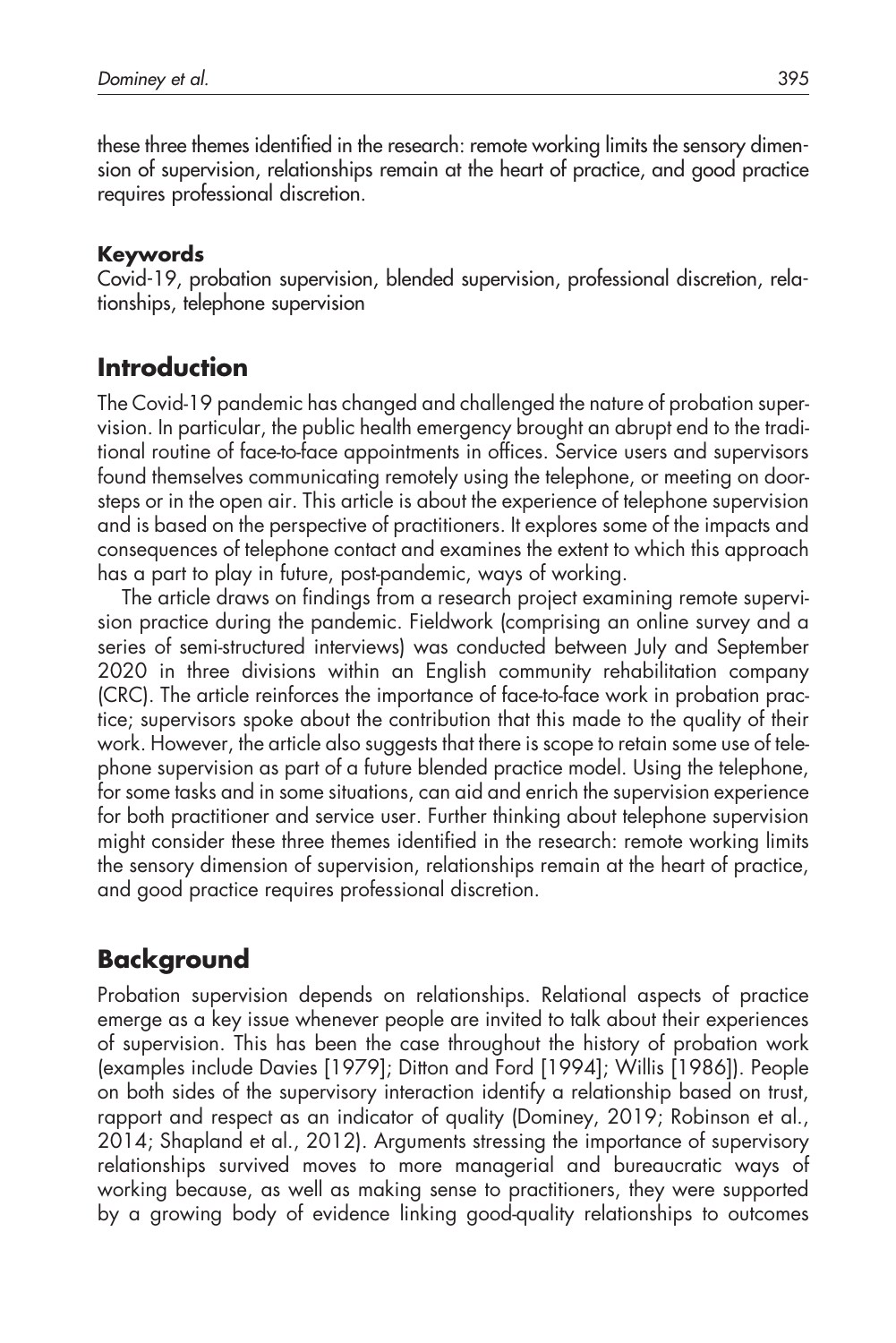these three themes identified in the research: remote working limits the sensory dimension of supervision, relationships remain at the heart of practice, and good practice requires professional discretion.

#### Keywords

Covid-19, probation supervision, blended supervision, professional discretion, relationships, telephone supervision

## Introduction

The Covid-19 pandemic has changed and challenged the nature of probation supervision. In particular, the public health emergency brought an abrupt end to the traditional routine of face-to-face appointments in offices. Service users and supervisors found themselves communicating remotely using the telephone, or meeting on doorsteps or in the open air. This article is about the experience of telephone supervision and is based on the perspective of practitioners. It explores some of the impacts and consequences of telephone contact and examines the extent to which this approach has a part to play in future, post-pandemic, ways of working.

The article draws on findings from a research project examining remote supervision practice during the pandemic. Fieldwork (comprising an online survey and a series of semi-structured interviews) was conducted between July and September 2020 in three divisions within an English community rehabilitation company (CRC). The article reinforces the importance of face-to-face work in probation practice; supervisors spoke about the contribution that this made to the quality of their work. However, the article also suggests that there is scope to retain some use of telephone supervision as part of a future blended practice model. Using the telephone, for some tasks and in some situations, can aid and enrich the supervision experience for both practitioner and service user. Further thinking about telephone supervision might consider these three themes identified in the research: remote working limits the sensory dimension of supervision, relationships remain at the heart of practice, and good practice requires professional discretion.

## Background

Probation supervision depends on relationships. Relational aspects of practice emerge as a key issue whenever people are invited to talk about their experiences of supervision. This has been the case throughout the history of probation work (examples include Davies [1979]; Ditton and Ford [1994]; Willis [1986]). People on both sides of the supervisory interaction identify a relationship based on trust, rapport and respect as an indicator of quality (Dominey, 2019; Robinson et al., 2014; Shapland et al., 2012). Arguments stressing the importance of supervisory relationships survived moves to more managerial and bureaucratic ways of working because, as well as making sense to practitioners, they were supported by a growing body of evidence linking good-quality relationships to outcomes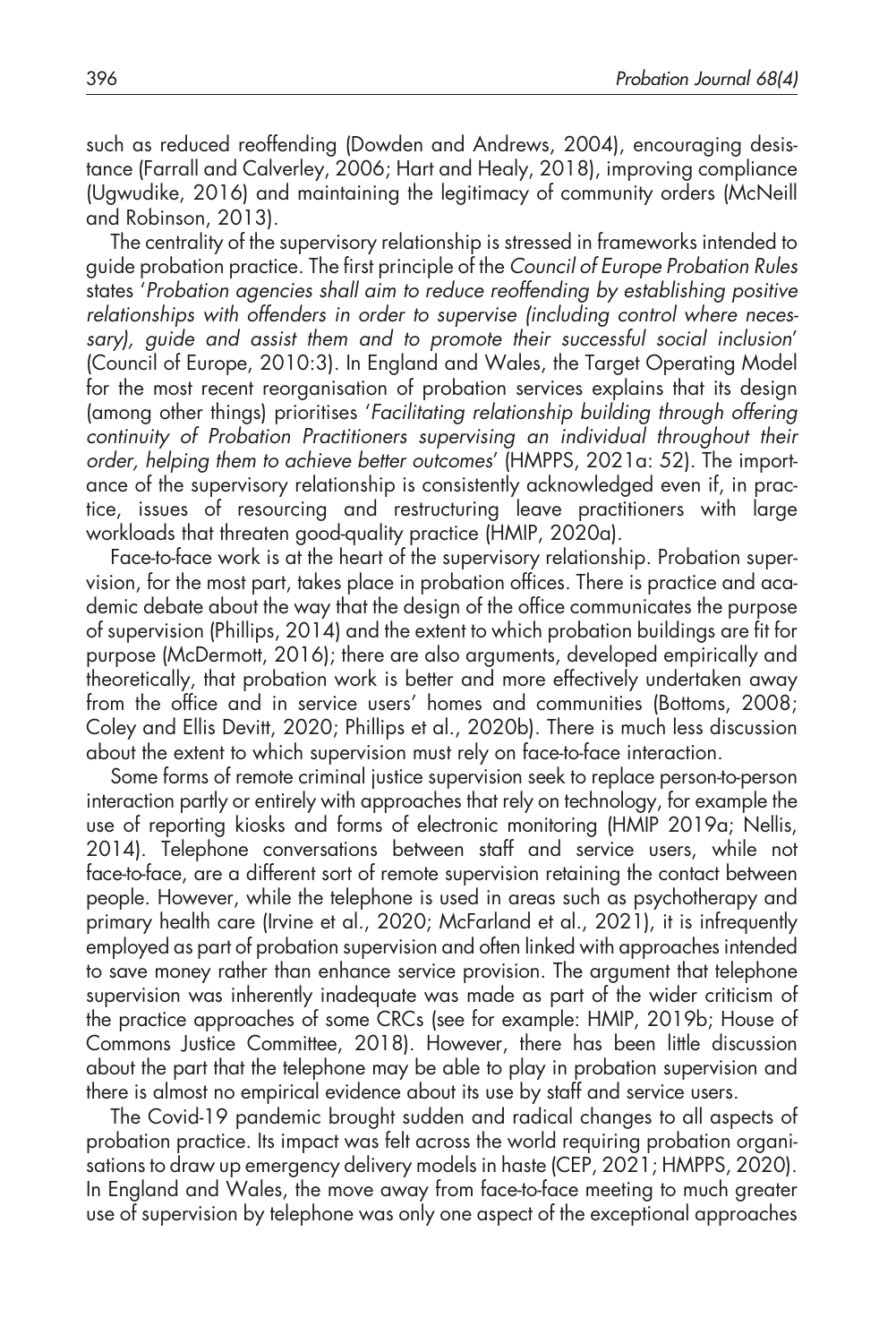such as reduced reoffending (Dowden and Andrews, 2004), encouraging desistance (Farrall and Calverley, 2006; Hart and Healy, 2018), improving compliance (Ugwudike, 2016) and maintaining the legitimacy of community orders (McNeill and Robinson, 2013).

The centrality of the supervisory relationship is stressed in frameworks intended to guide probation practice. The first principle of the *Council of Europe Probation Rules* states '*Probation agencies shall aim to reduce reoffending by establishing positive relationships with offenders in order to supervise (including control where necessary), guide and assist them and to promote their successful social inclusion*' (Council of Europe, 2010:3). In England and Wales, the Target Operating Model for the most recent reorganisation of probation services explains that its design (among other things) prioritises '*Facilitating relationship building through offering continuity of Probation Practitioners supervising an individual throughout their order, helping them to achieve better outcomes*' (HMPPS, 2021a: 52). The importance of the supervisory relationship is consistently acknowledged even if, in practice, issues of resourcing and restructuring leave practitioners with large workloads that threaten good-quality practice (HMIP, 2020a).

Face-to-face work is at the heart of the supervisory relationship. Probation supervision, for the most part, takes place in probation offices. There is practice and academic debate about the way that the design of the office communicates the purpose of supervision (Phillips, 2014) and the extent to which probation buildings are fit for purpose (McDermott, 2016); there are also arguments, developed empirically and theoretically, that probation work is better and more effectively undertaken away from the office and in service users' homes and communities (Bottoms, 2008; Coley and Ellis Devitt, 2020; Phillips et al., 2020b). There is much less discussion about the extent to which supervision must rely on face-to-face interaction.

Some forms of remote criminal justice supervision seek to replace person-to-person interaction partly or entirely with approaches that rely on technology, for example the use of reporting kiosks and forms of electronic monitoring (HMIP 2019a; Nellis, 2014). Telephone conversations between staff and service users, while not face-to-face, are a different sort of remote supervision retaining the contact between people. However, while the telephone is used in areas such as psychotherapy and primary health care (Irvine et al., 2020; McFarland et al., 2021), it is infrequently employed as part of probation supervision and often linked with approaches intended to save money rather than enhance service provision. The argument that telephone supervision was inherently inadequate was made as part of the wider criticism of the practice approaches of some CRCs (see for example: HMIP, 2019b; House of Commons Justice Committee, 2018). However, there has been little discussion about the part that the telephone may be able to play in probation supervision and there is almost no empirical evidence about its use by staff and service users.

The Covid-19 pandemic brought sudden and radical changes to all aspects of probation practice. Its impact was felt across the world requiring probation organisations to draw up emergency delivery models in haste (CEP, 2021; HMPPS, 2020). In England and Wales, the move away from face-to-face meeting to much greater use of supervision by telephone was only one aspect of the exceptional approaches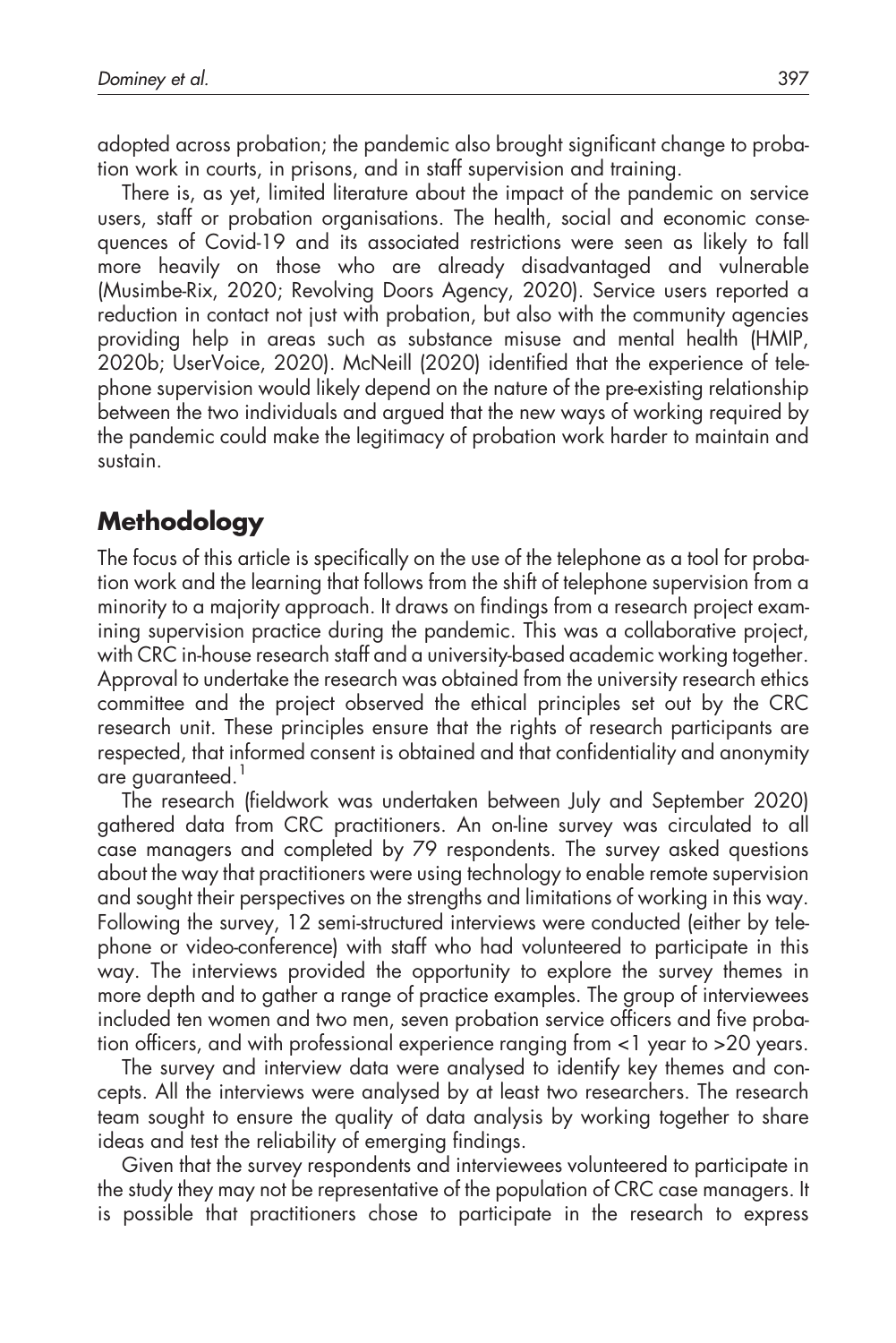adopted across probation; the pandemic also brought significant change to probation work in courts, in prisons, and in staff supervision and training.

There is, as yet, limited literature about the impact of the pandemic on service users, staff or probation organisations. The health, social and economic consequences of Covid-19 and its associated restrictions were seen as likely to fall more heavily on those who are already disadvantaged and vulnerable (Musimbe-Rix, 2020; Revolving Doors Agency, 2020). Service users reported a reduction in contact not just with probation, but also with the community agencies providing help in areas such as substance misuse and mental health (HMIP, 2020b; UserVoice, 2020). McNeill (2020) identified that the experience of telephone supervision would likely depend on the nature of the pre-existing relationship between the two individuals and argued that the new ways of working required by the pandemic could make the legitimacy of probation work harder to maintain and sustain.

## Methodology

The focus of this article is specifically on the use of the telephone as a tool for probation work and the learning that follows from the shift of telephone supervision from a minority to a majority approach. It draws on findings from a research project examining supervision practice during the pandemic. This was a collaborative project, with CRC in-house research staff and a university-based academic working together. Approval to undertake the research was obtained from the university research ethics committee and the project observed the ethical principles set out by the CRC research unit. These principles ensure that the rights of research participants are respected, that informed consent is obtained and that confidentiality and anonymity are guaranteed.[1]

The research (fieldwork was undertaken between July and September 2020) gathered data from CRC practitioners. An on-line survey was circulated to all case managers and completed by 79 respondents. The survey asked questions about the way that practitioners were using technology to enable remote supervision and sought their perspectives on the strengths and limitations of working in this way. Following the survey, 12 semi-structured interviews were conducted (either by telephone or video-conference) with staff who had volunteered to participate in this way. The interviews provided the opportunity to explore the survey themes in more depth and to gather a range of practice examples. The group of interviewees included ten women and two men, seven probation service officers and five probation officers, and with professional experience ranging from <1 year to >20 years.

The survey and interview data were analysed to identify key themes and concepts. All the interviews were analysed by at least two researchers. The research team sought to ensure the quality of data analysis by working together to share ideas and test the reliability of emerging findings.

Given that the survey respondents and interviewees volunteered to participate in the study they may not be representative of the population of CRC case managers. It is possible that practitioners chose to participate in the research to express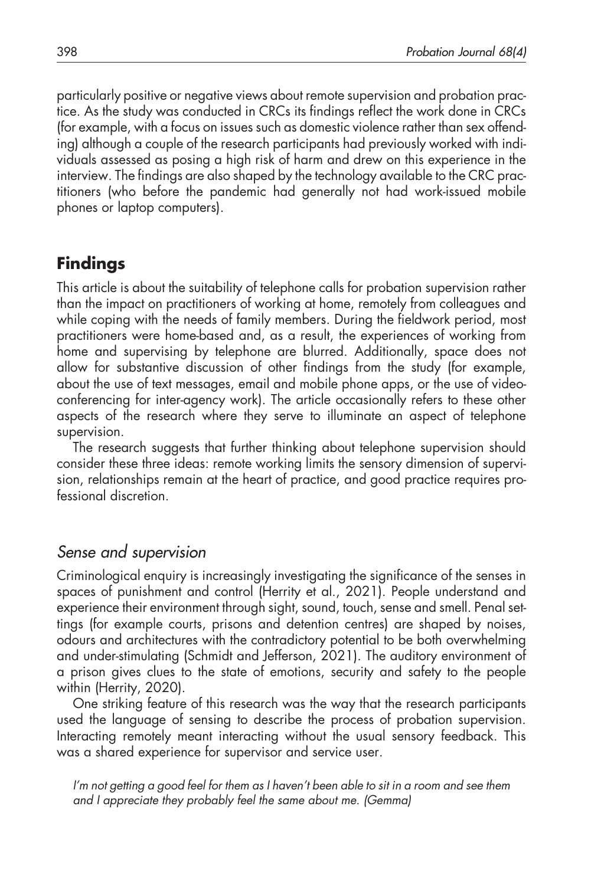particularly positive or negative views about remote supervision and probation practice. As the study was conducted in CRCs its findings reflect the work done in CRCs (for example, with a focus on issues such as domestic violence rather than sex offending) although a couple of the research participants had previously worked with individuals assessed as posing a high risk of harm and drew on this experience in the interview. The findings are also shaped by the technology available to the CRC practitioners (who before the pandemic had generally not had work-issued mobile phones or laptop computers).

## Findings

This article is about the suitability of telephone calls for probation supervision rather than the impact on practitioners of working at home, remotely from colleagues and while coping with the needs of family members. During the fieldwork period, most practitioners were home-based and, as a result, the experiences of working from home and supervising by telephone are blurred. Additionally, space does not allow for substantive discussion of other findings from the study (for example, about the use of text messages, email and mobile phone apps, or the use of videoconferencing for inter-agency work). The article occasionally refers to these other aspects of the research where they serve to illuminate an aspect of telephone supervision.

The research suggests that further thinking about telephone supervision should consider these three ideas: remote working limits the sensory dimension of supervision, relationships remain at the heart of practice, and good practice requires professional discretion.

### *Sense and supervision*

Criminological enquiry is increasingly investigating the significance of the senses in spaces of punishment and control (Herrity et al., 2021). People understand and experience their environment through sight, sound, touch, sense and smell. Penal settings (for example courts, prisons and detention centres) are shaped by noises, odours and architectures with the contradictory potential to be both overwhelming and under-stimulating (Schmidt and Jefferson, 2021). The auditory environment of a prison gives clues to the state of emotions, security and safety to the people within (Herrity, 2020).

One striking feature of this research was the way that the research participants used the language of sensing to describe the process of probation supervision. Interacting remotely meant interacting without the usual sensory feedback. This was a shared experience for supervisor and service user.

> *I'm not getting a good feel for them as I haven't been able to sit in a room and see them and I appreciate they probably feel the same about me. (Gemma)*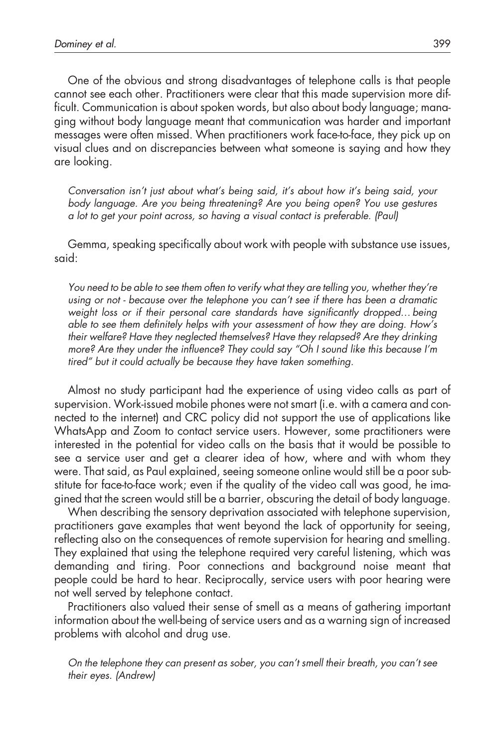One of the obvious and strong disadvantages of telephone calls is that people cannot see each other. Practitioners were clear that this made supervision more difficult. Communication is about spoken words, but also about body language; managing without body language meant that communication was harder and important messages were often missed. When practitioners work face-to-face, they pick up on visual clues and on discrepancies between what someone is saying and how they are looking.

> *Conversation isn't just about what's being said, it's about how it's being said, your body language. Are you being threatening? Are you being open? You use gestures a lot to get your point across, so having a visual contact is preferable. (Paul)*

Gemma, speaking specifically about work with people with substance use issues, said:

> *You need to be able to see them often to verify what they are telling you, whether they're using or not - because over the telephone you can't see if there has been a dramatic weight loss or if their personal care standards have significantly dropped… being able to see them definitely helps with your assessment of how they are doing. How's their welfare? Have they neglected themselves? Have they relapsed? Are they drinking more? Are they under the influence? They could say "Oh I sound like this because I'm tired" but it could actually be because they have taken something.*

Almost no study participant had the experience of using video calls as part of supervision. Work-issued mobile phones were not smart (i.e. with a camera and connected to the internet) and CRC policy did not support the use of applications like WhatsApp and Zoom to contact service users. However, some practitioners were interested in the potential for video calls on the basis that it would be possible to see a service user and get a clearer idea of how, where and with whom they were. That said, as Paul explained, seeing someone online would still be a poor substitute for face-to-face work; even if the quality of the video call was good, he imagined that the screen would still be a barrier, obscuring the detail of body language.

When describing the sensory deprivation associated with telephone supervision, practitioners gave examples that went beyond the lack of opportunity for seeing, reflecting also on the consequences of remote supervision for hearing and smelling. They explained that using the telephone required very careful listening, which was demanding and tiring. Poor connections and background noise meant that people could be hard to hear. Reciprocally, service users with poor hearing were not well served by telephone contact.

Practitioners also valued their sense of smell as a means of gathering important information about the well-being of service users and as a warning sign of increased problems with alcohol and drug use.

> *On the telephone they can present as sober, you can't smell their breath, you can't see their eyes. (Andrew)*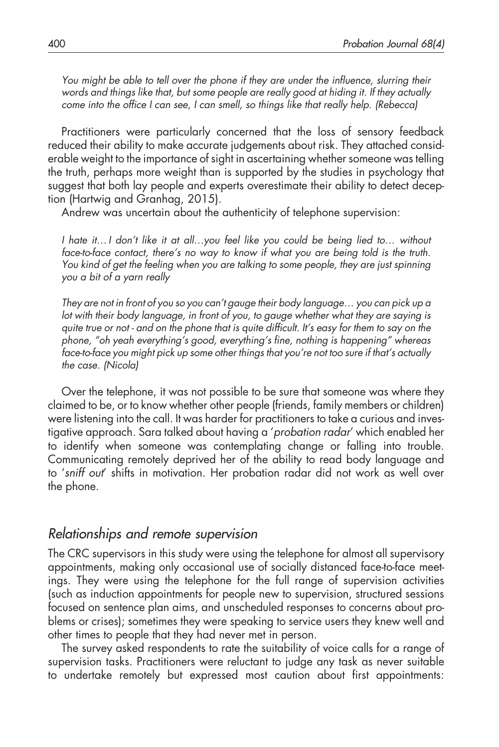*You might be able to tell over the phone if they are under the influence, slurring their words and things like that, but some people are really good at hiding it. If they actually come into the office I can see, I can smell, so things like that really help. (Rebecca)*

Practitioners were particularly concerned that the loss of sensory feedback reduced their ability to make accurate judgements about risk. They attached considerable weight to the importance of sight in ascertaining whether someone was telling the truth, perhaps more weight than is supported by the studies in psychology that suggest that both lay people and experts overestimate their ability to detect deception (Hartwig and Granhag, 2015).

Andrew was uncertain about the authenticity of telephone supervision:

*I hate it… I don't like it at all…you feel like you could be being lied to… without face-to-face contact, there's no way to know if what you are being told is the truth. You kind of get the feeling when you are talking to some people, they are just spinning you a bit of a yarn really*

*They are not in front of you so you can't gauge their body language… you can pick up a lot with their body language, in front of you, to gauge whether what they are saying is quite true or not - and on the phone that is quite difficult. It's easy for them to say on the phone, "oh yeah everything's good, everything's fine, nothing is happening" whereas face-to-face you might pick up some other things that you're not too sure if that's actually the case. (Nicola)*

Over the telephone, it was not possible to be sure that someone was where they claimed to be, or to know whether other people (friends, family members or children) were listening into the call. It was harder for practitioners to take a curious and investigative approach. Sara talked about having a '*probation radar*' which enabled her to identify when someone was contemplating change or falling into trouble. Communicating remotely deprived her of the ability to read body language and to '*sniff out*' shifts in motivation. Her probation radar did not work as well over the phone.

## *Relationships and remote supervision*

The CRC supervisors in this study were using the telephone for almost all supervisory appointments, making only occasional use of socially distanced face-to-face meetings. They were using the telephone for the full range of supervision activities (such as induction appointments for people new to supervision, structured sessions focused on sentence plan aims, and unscheduled responses to concerns about problems or crises); sometimes they were speaking to service users they knew well and other times to people that they had never met in person.

The survey asked respondents to rate the suitability of voice calls for a range of supervision tasks. Practitioners were reluctant to judge any task as never suitable to undertake remotely but expressed most caution about first appointments: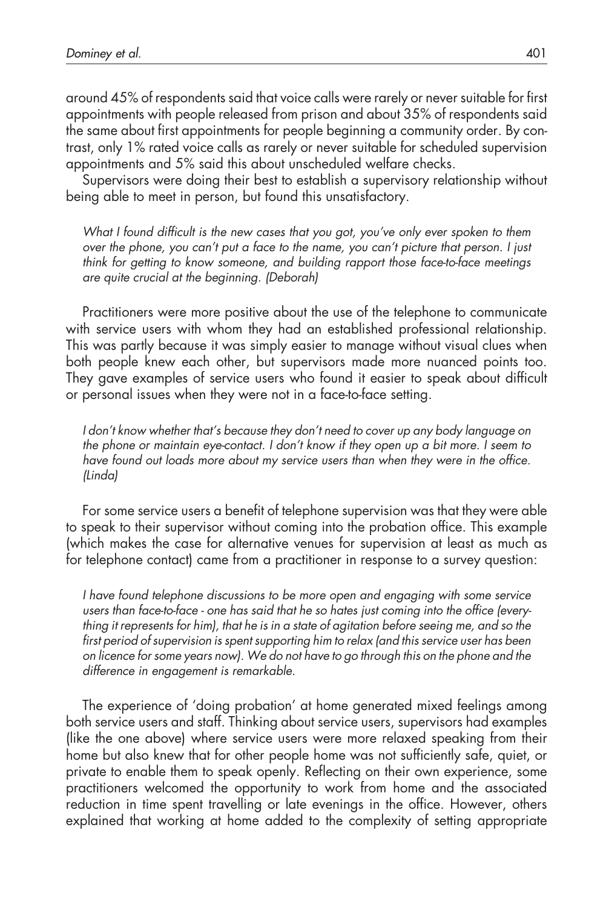around 45% of respondents said that voice calls were rarely or never suitable for first appointments with people released from prison and about 35% of respondents said the same about first appointments for people beginning a community order. By contrast, only 1% rated voice calls as rarely or never suitable for scheduled supervision appointments and 5% said this about unscheduled welfare checks.

Supervisors were doing their best to establish a supervisory relationship without being able to meet in person, but found this unsatisfactory.

> *What I found difficult is the new cases that you got, you've only ever spoken to them over the phone, you can't put a face to the name, you can't picture that person. I just think for getting to know someone, and building rapport those face-to-face meetings are quite crucial at the beginning. (Deborah)*

Practitioners were more positive about the use of the telephone to communicate with service users with whom they had an established professional relationship. This was partly because it was simply easier to manage without visual clues when both people knew each other, but supervisors made more nuanced points too. They gave examples of service users who found it easier to speak about difficult or personal issues when they were not in a face-to-face setting.

> *I don't know whether that's because they don't need to cover up any body language on the phone or maintain eye-contact. I don't know if they open up a bit more. I seem to have found out loads more about my service users than when they were in the office. (Linda)*

For some service users a benefit of telephone supervision was that they were able to speak to their supervisor without coming into the probation office. This example (which makes the case for alternative venues for supervision at least as much as for telephone contact) came from a practitioner in response to a survey question:

> *I have found telephone discussions to be more open and engaging with some service users than face-to-face - one has said that he so hates just coming into the office (everything it represents for him), that he is in a state of agitation before seeing me, and so the first period of supervision is spent supporting him to relax (and this service user has been on licence for some years now). We do not have to go through this on the phone and the difference in engagement is remarkable.*

The experience of 'doing probation' at home generated mixed feelings among both service users and staff. Thinking about service users, supervisors had examples (like the one above) where service users were more relaxed speaking from their home but also knew that for other people home was not sufficiently safe, quiet, or private to enable them to speak openly. Reflecting on their own experience, some practitioners welcomed the opportunity to work from home and the associated reduction in time spent travelling or late evenings in the office. However, others explained that working at home added to the complexity of setting appropriate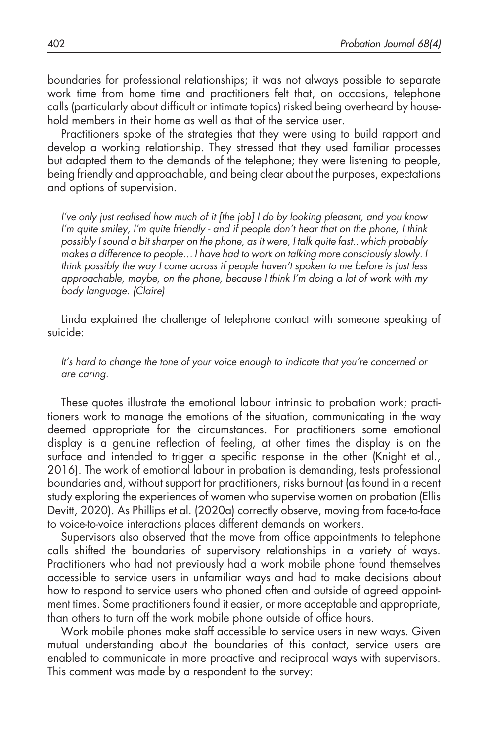boundaries for professional relationships; it was not always possible to separate work time from home time and practitioners felt that, on occasions, telephone calls (particularly about difficult or intimate topics) risked being overheard by household members in their home as well as that of the service user.

Practitioners spoke of the strategies that they were using to build rapport and develop a working relationship. They stressed that they used familiar processes but adapted them to the demands of the telephone; they were listening to people, being friendly and approachable, and being clear about the purposes, expectations and options of supervision.

> *I've only just realised how much of it [the job] I do by looking pleasant, and you know I'm quite smiley, I'm quite friendly - and if people don't hear that on the phone, I think possibly I sound a bit sharper on the phone, as it were, I talk quite fast.. which probably makes a difference to people… I have had to work on talking more consciously slowly. I think possibly the way I come across if people haven't spoken to me before is just less approachable, maybe, on the phone, because I think I'm doing a lot of work with my body language. (Claire)*

Linda explained the challenge of telephone contact with someone speaking of suicide:

> *It's hard to change the tone of your voice enough to indicate that you're concerned or are caring.*

These quotes illustrate the emotional labour intrinsic to probation work; practitioners work to manage the emotions of the situation, communicating in the way deemed appropriate for the circumstances. For practitioners some emotional display is a genuine reflection of feeling, at other times the display is on the surface and intended to trigger a specific response in the other (Knight et al., 2016). The work of emotional labour in probation is demanding, tests professional boundaries and, without support for practitioners, risks burnout (as found in a recent study exploring the experiences of women who supervise women on probation (Ellis Devitt, 2020). As Phillips et al. (2020a) correctly observe, moving from face-to-face to voice-to-voice interactions places different demands on workers.

Supervisors also observed that the move from office appointments to telephone calls shifted the boundaries of supervisory relationships in a variety of ways. Practitioners who had not previously had a work mobile phone found themselves accessible to service users in unfamiliar ways and had to make decisions about how to respond to service users who phoned often and outside of agreed appointment times. Some practitioners found it easier, or more acceptable and appropriate, than others to turn off the work mobile phone outside of office hours.

Work mobile phones make staff accessible to service users in new ways. Given mutual understanding about the boundaries of this contact, service users are enabled to communicate in more proactive and reciprocal ways with supervisors. This comment was made by a respondent to the survey: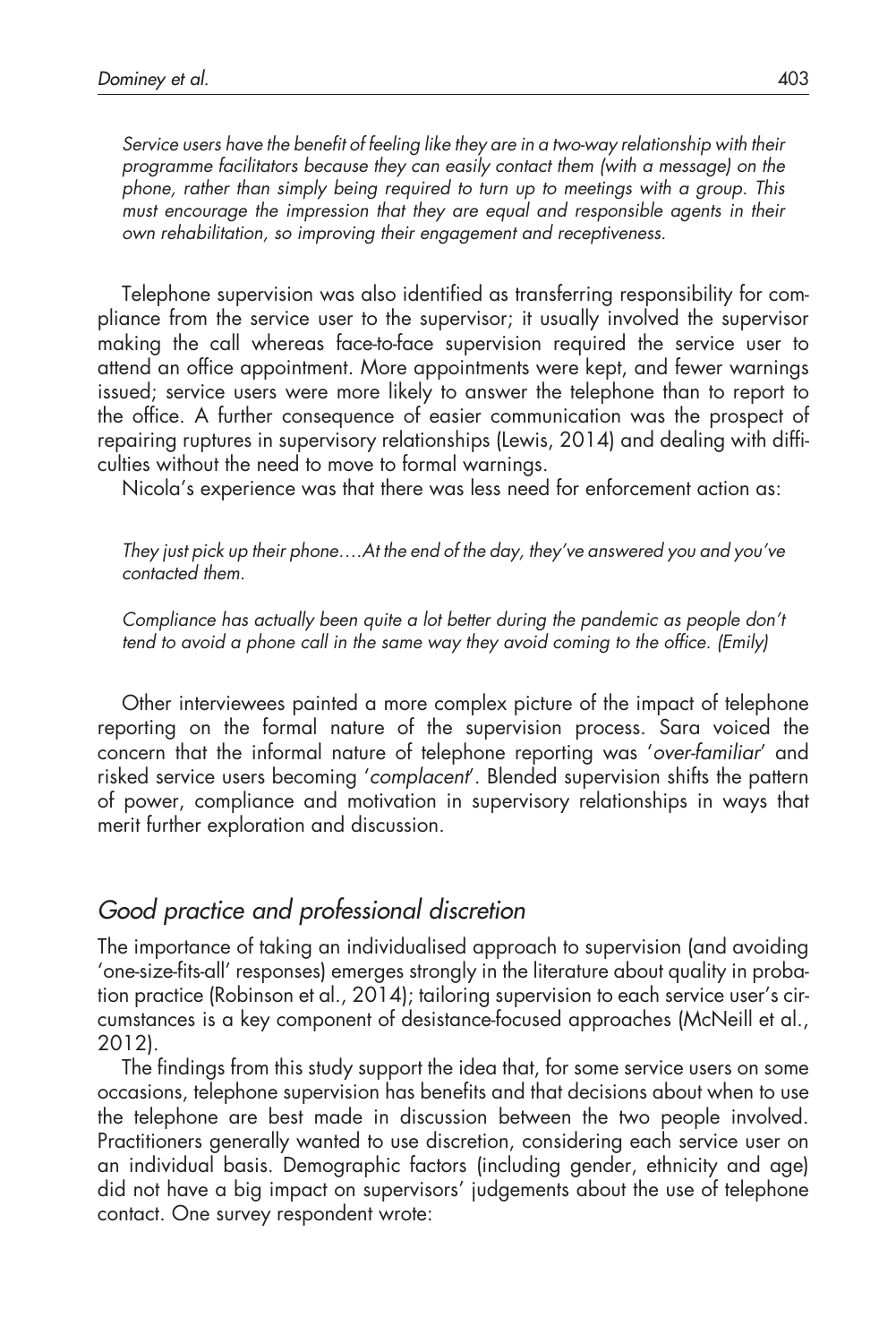*Service users have the benefit of feeling like they are in a two-way relationship with their programme facilitators because they can easily contact them (with a message) on the phone, rather than simply being required to turn up to meetings with a group. This must encourage the impression that they are equal and responsible agents in their own rehabilitation, so improving their engagement and receptiveness.*

Telephone supervision was also identified as transferring responsibility for compliance from the service user to the supervisor; it usually involved the supervisor making the call whereas face-to-face supervision required the service user to attend an office appointment. More appointments were kept, and fewer warnings issued; service users were more likely to answer the telephone than to report to the office. A further consequence of easier communication was the prospect of repairing ruptures in supervisory relationships (Lewis, 2014) and dealing with difficulties without the need to move to formal warnings.

Nicola's experience was that there was less need for enforcement action as:

*They just pick up their phone….At the end of the day, they've answered you and you've contacted them.*

*Compliance has actually been quite a lot better during the pandemic as people don't tend to avoid a phone call in the same way they avoid coming to the office. (Emily)*

Other interviewees painted a more complex picture of the impact of telephone reporting on the formal nature of the supervision process. Sara voiced the concern that the informal nature of telephone reporting was '*over-familiar*' and risked service users becoming '*complacent*'. Blended supervision shifts the pattern of power, compliance and motivation in supervisory relationships in ways that merit further exploration and discussion.

## *Good practice and professional discretion*

The importance of taking an individualised approach to supervision (and avoiding 'one-size-fits-all' responses) emerges strongly in the literature about quality in probation practice (Robinson et al., 2014); tailoring supervision to each service user's circumstances is a key component of desistance-focused approaches (McNeill et al., 2012).

The findings from this study support the idea that, for some service users on some occasions, telephone supervision has benefits and that decisions about when to use the telephone are best made in discussion between the two people involved. Practitioners generally wanted to use discretion, considering each service user on an individual basis. Demographic factors (including gender, ethnicity and age) did not have a big impact on supervisors' judgements about the use of telephone contact. One survey respondent wrote: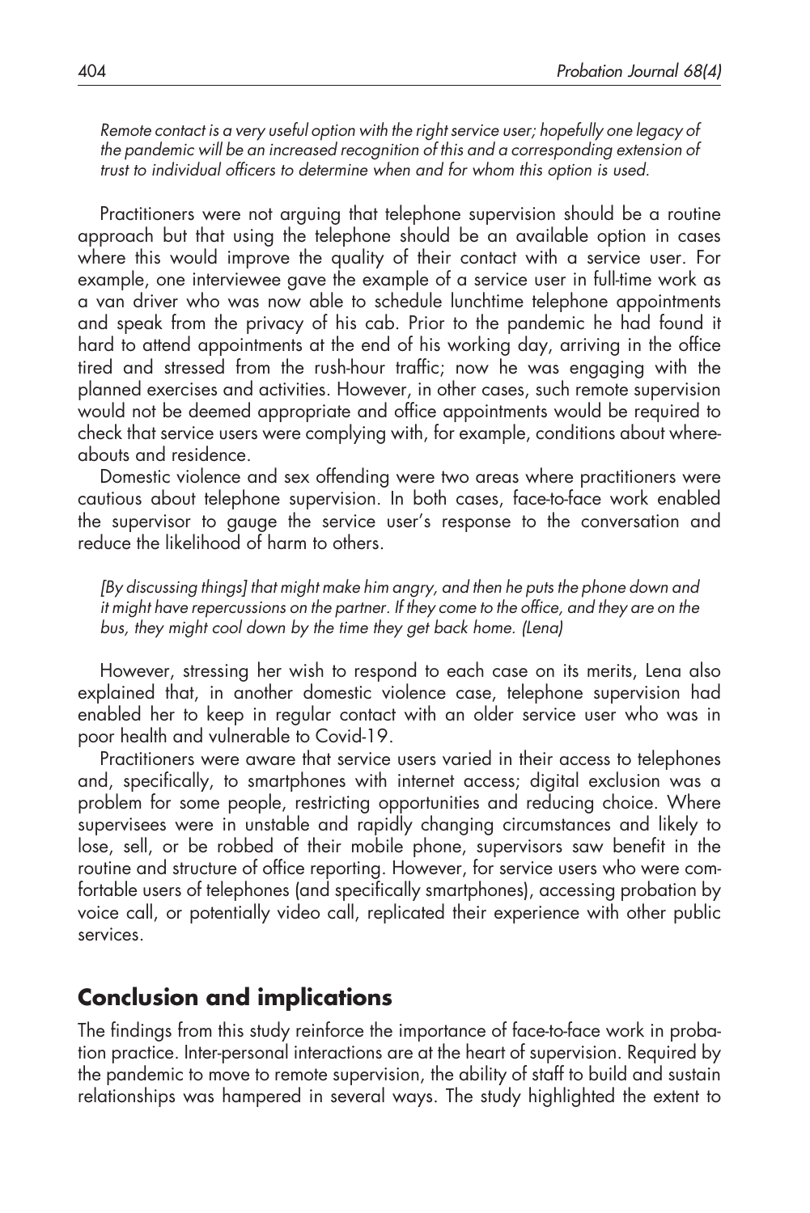*Remote contact is a very useful option with the right service user; hopefully one legacy of the pandemic will be an increased recognition of this and a corresponding extension of trust to individual officers to determine when and for whom this option is used.*

Practitioners were not arguing that telephone supervision should be a routine approach but that using the telephone should be an available option in cases where this would improve the quality of their contact with a service user. For example, one interviewee gave the example of a service user in full-time work as a van driver who was now able to schedule lunchtime telephone appointments and speak from the privacy of his cab. Prior to the pandemic he had found it hard to attend appointments at the end of his working day, arriving in the office tired and stressed from the rush-hour traffic; now he was engaging with the planned exercises and activities. However, in other cases, such remote supervision would not be deemed appropriate and office appointments would be required to check that service users were complying with, for example, conditions about whereabouts and residence.

Domestic violence and sex offending were two areas where practitioners were cautious about telephone supervision. In both cases, face-to-face work enabled the supervisor to gauge the service user's response to the conversation and reduce the likelihood of harm to others.

*[By discussing things] that might make him angry, and then he puts the phone down and it might have repercussions on the partner. If they come to the office, and they are on the bus, they might cool down by the time they get back home. (Lena)*

However, stressing her wish to respond to each case on its merits, Lena also explained that, in another domestic violence case, telephone supervision had enabled her to keep in regular contact with an older service user who was in poor health and vulnerable to Covid-19.

Practitioners were aware that service users varied in their access to telephones and, specifically, to smartphones with internet access; digital exclusion was a problem for some people, restricting opportunities and reducing choice. Where supervisees were in unstable and rapidly changing circumstances and likely to lose, sell, or be robbed of their mobile phone, supervisors saw benefit in the routine and structure of office reporting. However, for service users who were comfortable users of telephones (and specifically smartphones), accessing probation by voice call, or potentially video call, replicated their experience with other public services.

## Conclusion and implications

The findings from this study reinforce the importance of face-to-face work in probation practice. Inter-personal interactions are at the heart of supervision. Required by the pandemic to move to remote supervision, the ability of staff to build and sustain relationships was hampered in several ways. The study highlighted the extent to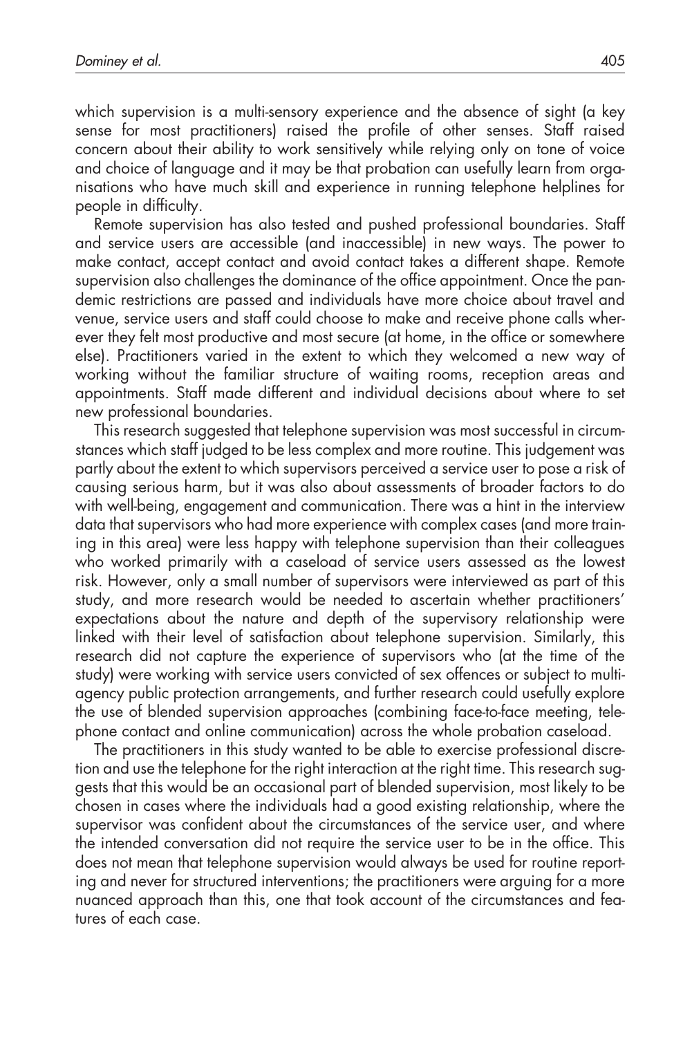which supervision is a multi-sensory experience and the absence of sight (a key sense for most practitioners) raised the profile of other senses. Staff raised concern about their ability to work sensitively while relying only on tone of voice and choice of language and it may be that probation can usefully learn from organisations who have much skill and experience in running telephone helplines for people in difficulty.

Remote supervision has also tested and pushed professional boundaries. Staff and service users are accessible (and inaccessible) in new ways. The power to make contact, accept contact and avoid contact takes a different shape. Remote supervision also challenges the dominance of the office appointment. Once the pandemic restrictions are passed and individuals have more choice about travel and venue, service users and staff could choose to make and receive phone calls wherever they felt most productive and most secure (at home, in the office or somewhere else). Practitioners varied in the extent to which they welcomed a new way of working without the familiar structure of waiting rooms, reception areas and appointments. Staff made different and individual decisions about where to set new professional boundaries.

This research suggested that telephone supervision was most successful in circumstances which staff judged to be less complex and more routine. This judgement was partly about the extent to which supervisors perceived a service user to pose a risk of causing serious harm, but it was also about assessments of broader factors to do with well-being, engagement and communication. There was a hint in the interview data that supervisors who had more experience with complex cases (and more training in this area) were less happy with telephone supervision than their colleagues who worked primarily with a caseload of service users assessed as the lowest risk. However, only a small number of supervisors were interviewed as part of this study, and more research would be needed to ascertain whether practitioners' expectations about the nature and depth of the supervisory relationship were linked with their level of satisfaction about telephone supervision. Similarly, this research did not capture the experience of supervisors who (at the time of the study) were working with service users convicted of sex offences or subject to multi-agency public protection arrangements, and further research could usefully explore the use of blended supervision approaches (combining face-to-face meeting, telephone contact and online communication) across the whole probation caseload.

The practitioners in this study wanted to be able to exercise professional discretion and use the telephone for the right interaction at the right time. This research suggests that this would be an occasional part of blended supervision, most likely to be chosen in cases where the individuals had a good existing relationship, where the supervisor was confident about the circumstances of the service user, and where the intended conversation did not require the service user to be in the office. This does not mean that telephone supervision would always be used for routine reporting and never for structured interventions; the practitioners were arguing for a more nuanced approach than this, one that took account of the circumstances and features of each case.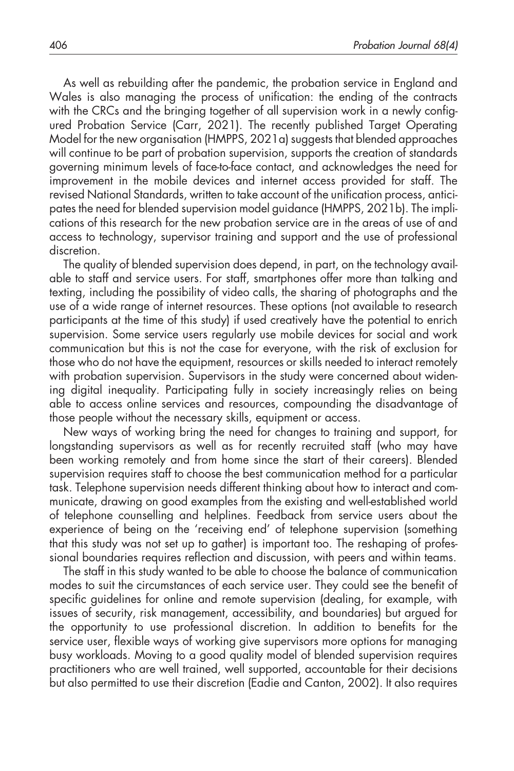As well as rebuilding after the pandemic, the probation service in England and Wales is also managing the process of unification: the ending of the contracts with the CRCs and the bringing together of all supervision work in a newly configured Probation Service (Carr, 2021). The recently published Target Operating Model for the new organisation (HMPPS, 2021a) suggests that blended approaches will continue to be part of probation supervision, supports the creation of standards governing minimum levels of face-to-face contact, and acknowledges the need for improvement in the mobile devices and internet access provided for staff. The revised National Standards, written to take account of the unification process, anticipates the need for blended supervision model guidance (HMPPS, 2021b). The implications of this research for the new probation service are in the areas of use of and access to technology, supervisor training and support and the use of professional discretion.

The quality of blended supervision does depend, in part, on the technology available to staff and service users. For staff, smartphones offer more than talking and texting, including the possibility of video calls, the sharing of photographs and the use of a wide range of internet resources. These options (not available to research participants at the time of this study) if used creatively have the potential to enrich supervision. Some service users regularly use mobile devices for social and work communication but this is not the case for everyone, with the risk of exclusion for those who do not have the equipment, resources or skills needed to interact remotely with probation supervision. Supervisors in the study were concerned about widening digital inequality. Participating fully in society increasingly relies on being able to access online services and resources, compounding the disadvantage of those people without the necessary skills, equipment or access.

New ways of working bring the need for changes to training and support, for longstanding supervisors as well as for recently recruited staff (who may have been working remotely and from home since the start of their careers). Blended supervision requires staff to choose the best communication method for a particular task. Telephone supervision needs different thinking about how to interact and communicate, drawing on good examples from the existing and well-established world of telephone counselling and helplines. Feedback from service users about the experience of being on the 'receiving end' of telephone supervision (something that this study was not set up to gather) is important too. The reshaping of professional boundaries requires reflection and discussion, with peers and within teams.

The staff in this study wanted to be able to choose the balance of communication modes to suit the circumstances of each service user. They could see the benefit of specific guidelines for online and remote supervision (dealing, for example, with issues of security, risk management, accessibility, and boundaries) but argued for the opportunity to use professional discretion. In addition to benefits for the service user, flexible ways of working give supervisors more options for managing busy workloads. Moving to a good quality model of blended supervision requires practitioners who are well trained, well supported, accountable for their decisions but also permitted to use their discretion (Eadie and Canton, 2002). It also requires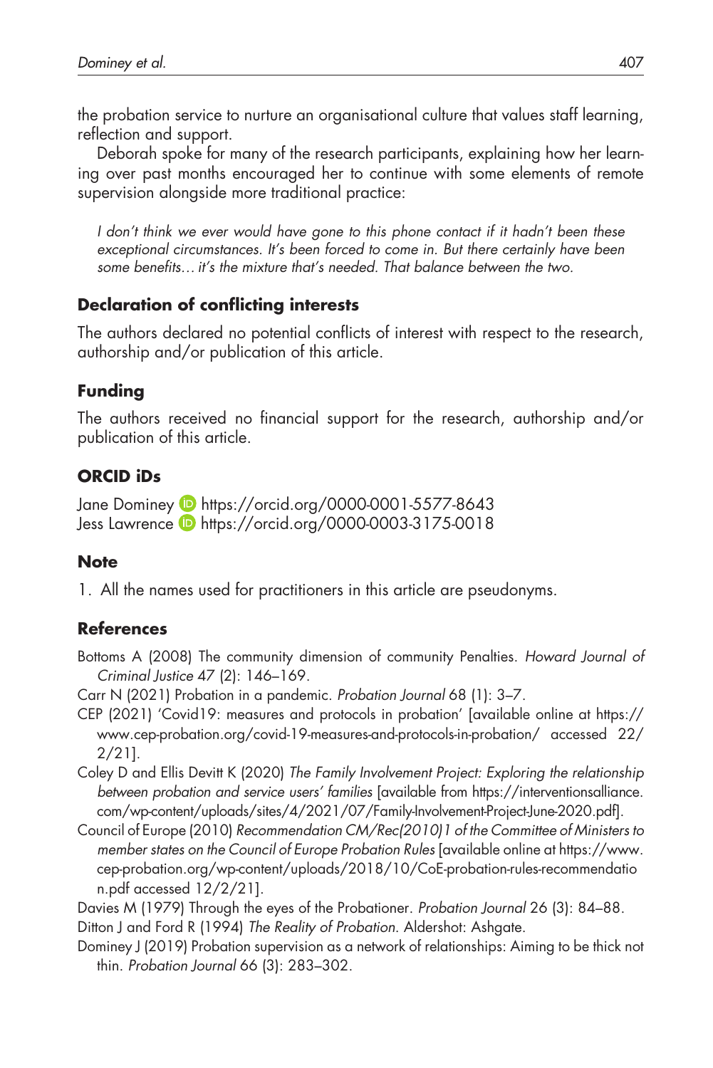the probation service to nurture an organisational culture that values staff learning, reflection and support.

Deborah spoke for many of the research participants, explaining how her learning over past months encouraged her to continue with some elements of remote supervision alongside more traditional practice:

> *I don't think we ever would have gone to this phone contact if it hadn't been these exceptional circumstances. It's been forced to come in. But there certainly have been some benefits… it's the mixture that's needed. That balance between the two.*

## Declaration of conflicting interests

The authors declared no potential conflicts of interest with respect to the research, authorship and/or publication of this article.

## Funding

The authors received no financial support for the research, authorship and/or publication of this article.

## ORCID iDs

Jane Dominey https://orcid.org/0000-0001-5577-8643
Jess Lawrence https://orcid.org/0000-0003-3175-0018

## Note

1. All the names used for practitioners in this article are pseudonyms.

## References

Bottoms A (2008) The community dimension of community Penalties. *Howard Journal of Criminal Justice* 47 (2): 146–169.

Carr N (2021) Probation in a pandemic. *Probation Journal* 68 (1): 3–7.

CEP (2021) 'Covid19: measures and protocols in probation' [available online at https://www.cep-probation.org/covid-19-measures-and-protocols-in-probation/ accessed 22/2/21].

Coley D and Ellis Devitt K (2020) *The Family Involvement Project: Exploring the relationship between probation and service users' families* [available from https://interventionsalliance.com/wp-content/uploads/sites/4/2021/07/Family-Involvement-Project-June-2020.pdf].

Council of Europe (2010) *Recommendation CM/Rec(2010)1 of the Committee of Ministers to member states on the Council of Europe Probation Rules* [available online at https://www.cep-probation.org/wp-content/uploads/2018/10/CoE-probation-rules-recommendation.pdf accessed 12/2/21].

Davies M (1979) Through the eyes of the Probationer. *Probation Journal* 26 (3): 84–88.

Ditton J and Ford R (1994) *The Reality of Probation*. Aldershot: Ashgate.

Dominey J (2019) Probation supervision as a network of relationships: Aiming to be thick not thin. *Probation Journal* 66 (3): 283–302.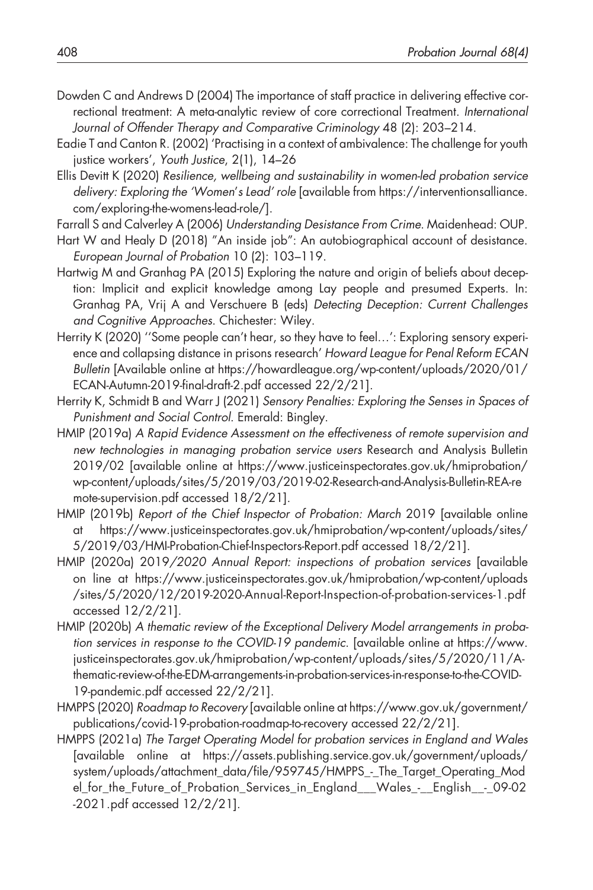Dowden C and Andrews D (2004) The importance of staff practice in delivering effective correctional treatment: A meta-analytic review of core correctional Treatment. *International Journal of Offender Therapy and Comparative Criminology* 48 (2): 203–214.

Eadie T and Canton R. (2002) 'Practising in a context of ambivalence: The challenge for youth justice workers', *Youth Justice*, 2(1), 14–26

Ellis Devitt K (2020) *Resilience, wellbeing and sustainability in women-led probation service delivery: Exploring the 'Women's Lead' role* [available from https://interventionsalliance.com/exploring-the-womens-lead-role/].

Farrall S and Calverley A (2006) *Understanding Desistance From Crime*. Maidenhead: OUP.

Hart W and Healy D (2018) "An inside job": An autobiographical account of desistance. *European Journal of Probation* 10 (2): 103–119.

Hartwig M and Granhag PA (2015) Exploring the nature and origin of beliefs about deception: Implicit and explicit knowledge among Lay people and presumed Experts. In: Granhag PA, Vrij A and Verschuere B (eds) *Detecting Deception: Current Challenges and Cognitive Approaches*. Chichester: Wiley.

Herrity K (2020) ''Some people can't hear, so they have to feel…': Exploring sensory experience and collapsing distance in prisons research' *Howard League for Penal Reform ECAN Bulletin* [Available online at https://howardleague.org/wp-content/uploads/2020/01/ECAN-Autumn-2019-final-draft-2.pdf accessed 22/2/21].

Herrity K, Schmidt B and Warr J (2021) *Sensory Penalties: Exploring the Senses in Spaces of Punishment and Social Control*. Emerald: Bingley.

HMIP (2019a) *A Rapid Evidence Assessment on the effectiveness of remote supervision and new technologies in managing probation service users* Research and Analysis Bulletin 2019/02 [available online at https://www.justiceinspectorates.gov.uk/hmiprobation/wp-content/uploads/sites/5/2019/03/2019-02-Research-and-Analysis-Bulletin-REA-remote-supervision.pdf accessed 18/2/21].

HMIP (2019b) *Report of the Chief Inspector of Probation: March* 2019 [available online at https://www.justiceinspectorates.gov.uk/hmiprobation/wp-content/uploads/sites/5/2019/03/HMI-Probation-Chief-Inspectors-Report.pdf accessed 18/2/21].

HMIP (2020a) 2019*/2020 Annual Report: inspections of probation services* [available on line at https://www.justiceinspectorates.gov.uk/hmiprobation/wp-content/uploads/sites/5/2020/12/2019-2020-Annual-Report-Inspection-of-probation-services-1.pdf accessed 12/2/21].

HMIP (2020b) *A thematic review of the Exceptional Delivery Model arrangements in probation services in response to the COVID-19 pandemic*. [available online at https://www.justiceinspectorates.gov.uk/hmiprobation/wp-content/uploads/sites/5/2020/11/A-thematic-review-of-the-EDM-arrangements-in-probation-services-in-response-to-the-COVID-19-pandemic.pdf accessed 22/2/21].

HMPPS (2020) *Roadmap to Recovery* [available online at https://www.gov.uk/government/publications/covid-19-probation-roadmap-to-recovery accessed 22/2/21].

HMPPS (2021a) *The Target Operating Model for probation services in England and Wales* [available online at https://assets.publishing.service.gov.uk/government/uploads/system/uploads/attachment_data/file/959745/HMPPS_-_The_Target_Operating_Model_for_the_Future_of_Probation_Services_in_England___Wales_-__English__-_09-02-2021.pdf accessed 12/2/21].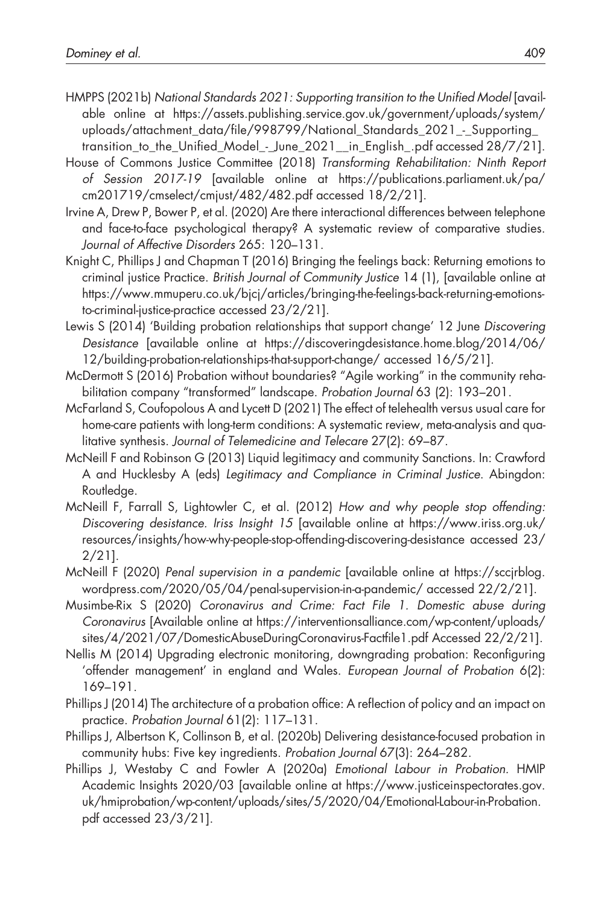HMPPS (2021b) *National Standards 2021: Supporting transition to the Unified Model* [available online at https://assets.publishing.service.gov.uk/government/uploads/system/uploads/attachment_data/file/998799/National_Standards_2021_-_Supporting_transition_to_the_Unified_Model_-_June_2021__in_English_.pdf accessed 28/7/21].

House of Commons Justice Committee (2018) *Transforming Rehabilitation: Ninth Report of Session 2017-19* [available online at https://publications.parliament.uk/pa/cm201719/cmselect/cmjust/482/482.pdf accessed 18/2/21].

Irvine A, Drew P, Bower P, et al. (2020) Are there interactional differences between telephone and face-to-face psychological therapy? A systematic review of comparative studies. *Journal of Affective Disorders* 265: 120–131.

Knight C, Phillips J and Chapman T (2016) Bringing the feelings back: Returning emotions to criminal justice Practice. *British Journal of Community Justice* 14 (1), [available online at https://www.mmuperu.co.uk/bjcj/articles/bringing-the-feelings-back-returning-emotions-to-criminal-justice-practice accessed 23/2/21].

Lewis S (2014) 'Building probation relationships that support change' 12 June *Discovering Desistance* [available online at https://discoveringdesistance.home.blog/2014/06/12/building-probation-relationships-that-support-change/ accessed 16/5/21].

McDermott S (2016) Probation without boundaries? "Agile working" in the community rehabilitation company "transformed" landscape. *Probation Journal* 63 (2): 193–201.

McFarland S, Coufopolous A and Lycett D (2021) The effect of telehealth versus usual care for home-care patients with long-term conditions: A systematic review, meta-analysis and qualitative synthesis. *Journal of Telemedicine and Telecare* 27(2): 69–87.

McNeill F and Robinson G (2013) Liquid legitimacy and community Sanctions. In: Crawford A and Hucklesby A (eds) *Legitimacy and Compliance in Criminal Justice*. Abingdon: Routledge.

McNeill F, Farrall S, Lightowler C, et al. (2012) *How and why people stop offending: Discovering desistance. Iriss Insight 15* [available online at https://www.iriss.org.uk/resources/insights/how-why-people-stop-offending-discovering-desistance accessed 23/2/21].

McNeill F (2020) *Penal supervision in a pandemic* [available online at https://sccjrblog.wordpress.com/2020/05/04/penal-supervision-in-a-pandemic/ accessed 22/2/21].

Musimbe-Rix S (2020) *Coronavirus and Crime: Fact File 1. Domestic abuse during Coronavirus* [Available online at https://interventionsalliance.com/wp-content/uploads/sites/4/2021/07/DomesticAbuseDuringCoronavirus-Factfile1.pdf Accessed 22/2/21].

Nellis M (2014) Upgrading electronic monitoring, downgrading probation: Reconfiguring 'offender management' in england and Wales. *European Journal of Probation* 6(2): 169–191.

Phillips J (2014) The architecture of a probation office: A reflection of policy and an impact on practice. *Probation Journal* 61(2): 117–131.

Phillips J, Albertson K, Collinson B, et al. (2020b) Delivering desistance-focused probation in community hubs: Five key ingredients. *Probation Journal* 67(3): 264–282.

Phillips J, Westaby C and Fowler A (2020a) *Emotional Labour in Probation.* HMIP Academic Insights 2020/03 [available online at https://www.justiceinspectorates.gov.uk/hmiprobation/wp-content/uploads/sites/5/2020/04/Emotional-Labour-in-Probation.pdf accessed 23/3/21].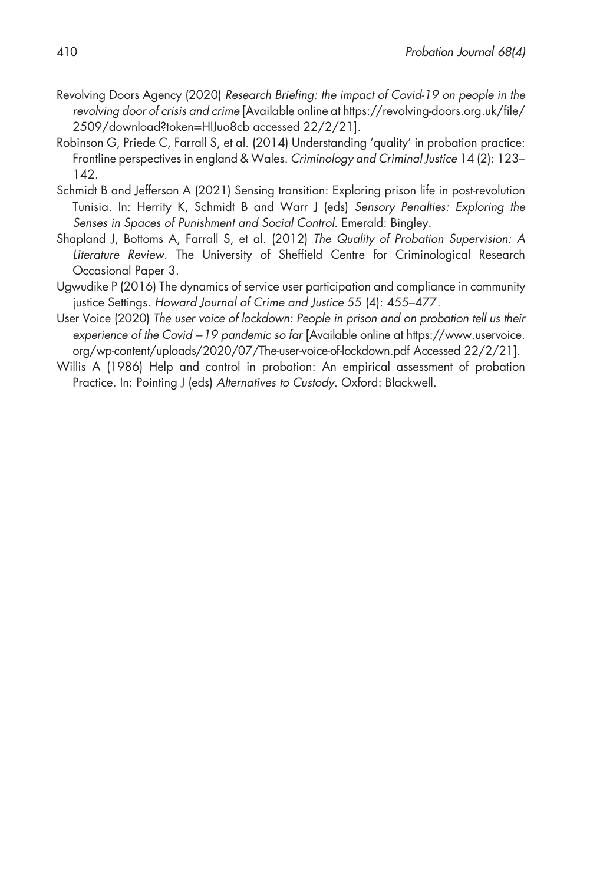Revolving Doors Agency (2020) *Research Briefing: the impact of Covid-19 on people in the revolving door of crisis and crime* [Available online at https://revolving-doors.org.uk/file/2509/download?token=HIJuo8cb accessed 22/2/21].

Robinson G, Priede C, Farrall S, et al. (2014) Understanding 'quality' in probation practice: Frontline perspectives in england & Wales. *Criminology and Criminal Justice* 14 (2): 123–142.

Schmidt B and Jefferson A (2021) Sensing transition: Exploring prison life in post-revolution Tunisia. In: Herrity K, Schmidt B and Warr J (eds) *Sensory Penalties: Exploring the Senses in Spaces of Punishment and Social Control*. Emerald: Bingley.

Shapland J, Bottoms A, Farrall S, et al. (2012) *The Quality of Probation Supervision: A Literature Review*. The University of Sheffield Centre for Criminological Research Occasional Paper 3.

Ugwudike P (2016) The dynamics of service user participation and compliance in community justice Settings. *Howard Journal of Crime and Justice* 55 (4): 455–477.

User Voice (2020) *The user voice of lockdown: People in prison and on probation tell us their experience of the Covid – 19 pandemic so far* [Available online at https://www.uservoice.org/wp-content/uploads/2020/07/The-user-voice-of-lockdown.pdf Accessed 22/2/21].

Willis A (1986) Help and control in probation: An empirical assessment of probation Practice. In: Pointing J (eds) *Alternatives to Custody*. Oxford: Blackwell.